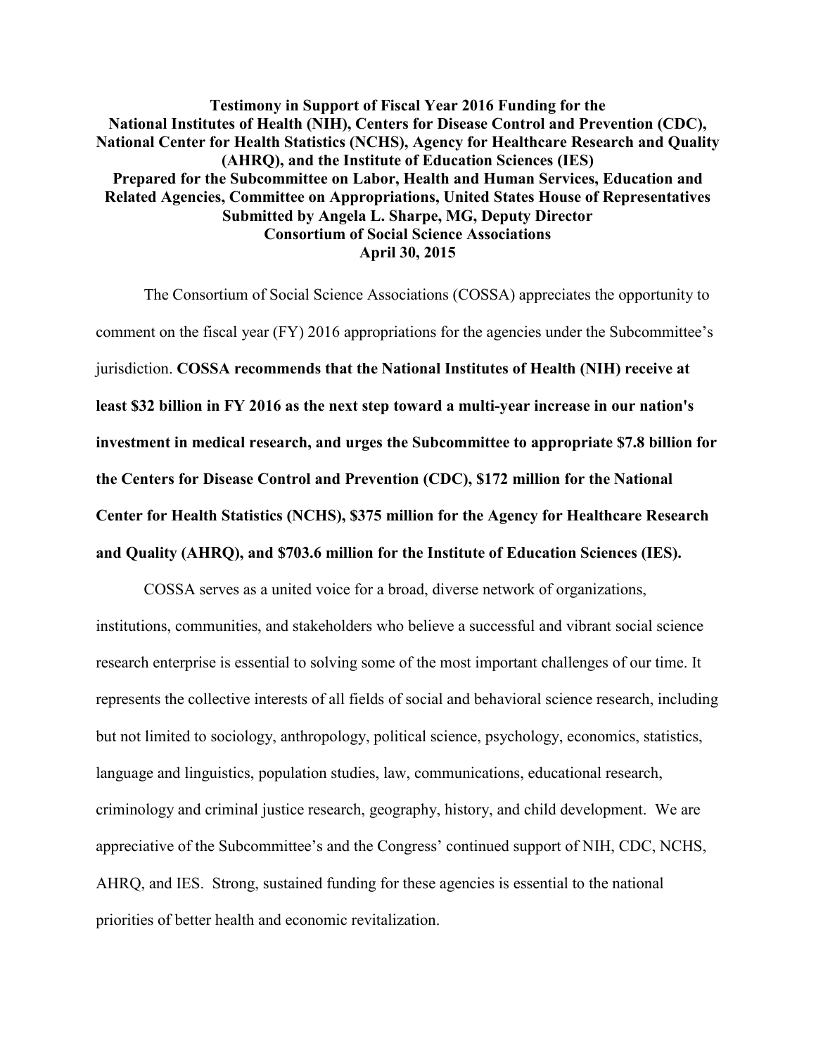**Testimony in Support of Fiscal Year 2016 Funding for the National Institutes of Health (NIH), Centers for Disease Control and Prevention (CDC), National Center for Health Statistics (NCHS), Agency for Healthcare Research and Quality (AHRQ), and the Institute of Education Sciences (IES)**
**Prepared for the Subcommittee on Labor, Health and Human Services, Education and Related Agencies, Committee on Appropriations, United States House of Representatives**
**Submitted by Angela L. Sharpe, MG, Deputy Director**
**Consortium of Social Science Associations**
**April 30, 2015**

The Consortium of Social Science Associations (COSSA) appreciates the opportunity to comment on the fiscal year (FY) 2016 appropriations for the agencies under the Subcommittee's jurisdiction. **COSSA recommends that the National Institutes of Health (NIH) receive at least $32 billion in FY 2016 as the next step toward a multi-year increase in our nation's investment in medical research, and urges the Subcommittee to appropriate $7.8 billion for the Centers for Disease Control and Prevention (CDC), $172 million for the National Center for Health Statistics (NCHS), $375 million for the Agency for Healthcare Research and Quality (AHRQ), and $703.6 million for the Institute of Education Sciences (IES).**

COSSA serves as a united voice for a broad, diverse network of organizations, institutions, communities, and stakeholders who believe a successful and vibrant social science research enterprise is essential to solving some of the most important challenges of our time. It represents the collective interests of all fields of social and behavioral science research, including but not limited to sociology, anthropology, political science, psychology, economics, statistics, language and linguistics, population studies, law, communications, educational research, criminology and criminal justice research, geography, history, and child development. We are appreciative of the Subcommittee's and the Congress' continued support of NIH, CDC, NCHS, AHRQ, and IES. Strong, sustained funding for these agencies is essential to the national priorities of better health and economic revitalization.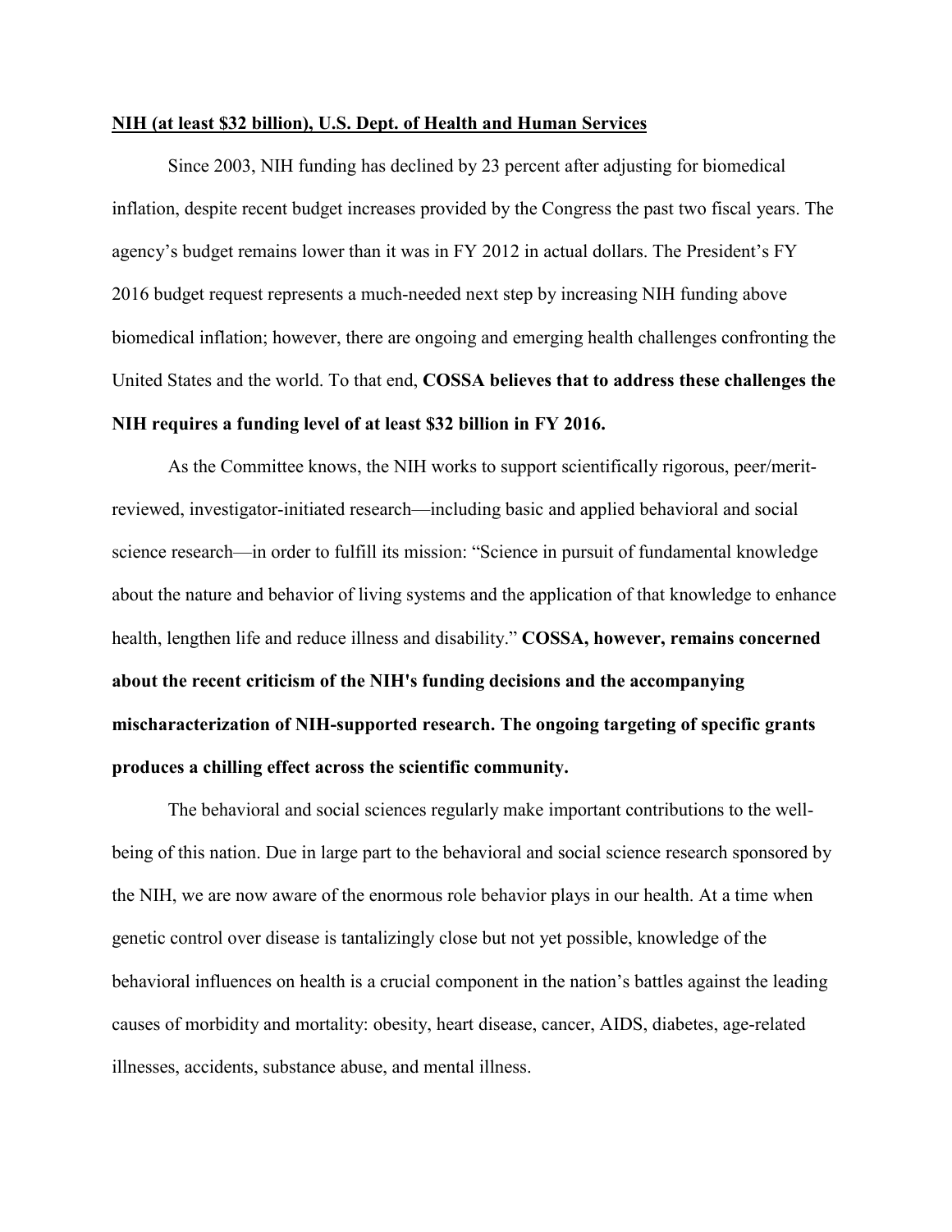**NIH (at least $32 billion), U.S. Dept. of Health and Human Services**

Since 2003, NIH funding has declined by 23 percent after adjusting for biomedical inflation, despite recent budget increases provided by the Congress the past two fiscal years. The agency's budget remains lower than it was in FY 2012 in actual dollars. The President's FY 2016 budget request represents a much-needed next step by increasing NIH funding above biomedical inflation; however, there are ongoing and emerging health challenges confronting the United States and the world. To that end, **COSSA believes that to address these challenges the NIH requires a funding level of at least $32 billion in FY 2016.**

As the Committee knows, the NIH works to support scientifically rigorous, peer/merit-reviewed, investigator-initiated research—including basic and applied behavioral and social science research—in order to fulfill its mission: "Science in pursuit of fundamental knowledge about the nature and behavior of living systems and the application of that knowledge to enhance health, lengthen life and reduce illness and disability." **COSSA, however, remains concerned about the recent criticism of the NIH's funding decisions and the accompanying mischaracterization of NIH-supported research. The ongoing targeting of specific grants produces a chilling effect across the scientific community.**

The behavioral and social sciences regularly make important contributions to the well-being of this nation. Due in large part to the behavioral and social science research sponsored by the NIH, we are now aware of the enormous role behavior plays in our health. At a time when genetic control over disease is tantalizingly close but not yet possible, knowledge of the behavioral influences on health is a crucial component in the nation's battles against the leading causes of morbidity and mortality: obesity, heart disease, cancer, AIDS, diabetes, age-related illnesses, accidents, substance abuse, and mental illness.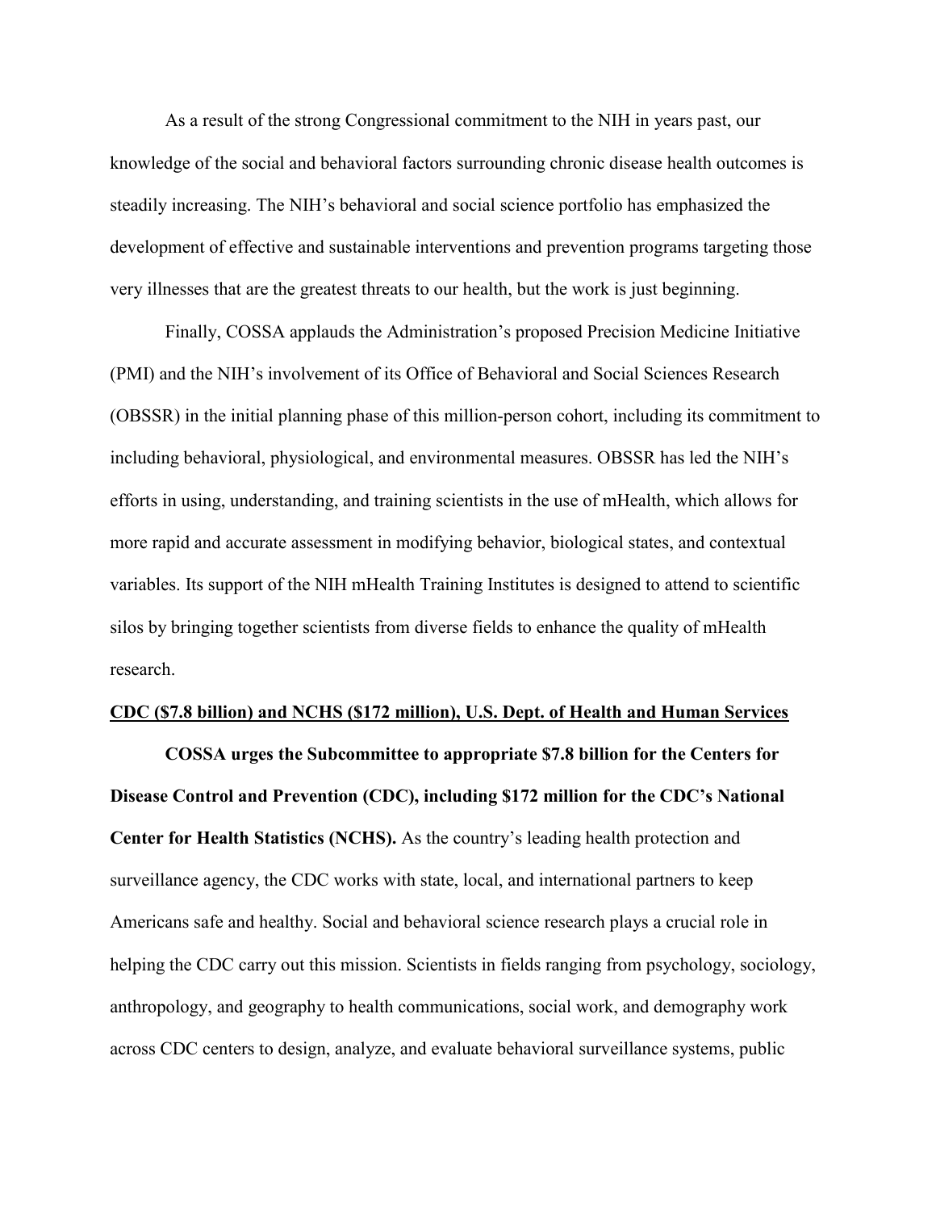As a result of the strong Congressional commitment to the NIH in years past, our knowledge of the social and behavioral factors surrounding chronic disease health outcomes is steadily increasing. The NIH's behavioral and social science portfolio has emphasized the development of effective and sustainable interventions and prevention programs targeting those very illnesses that are the greatest threats to our health, but the work is just beginning.

Finally, COSSA applauds the Administration's proposed Precision Medicine Initiative (PMI) and the NIH's involvement of its Office of Behavioral and Social Sciences Research (OBSSR) in the initial planning phase of this million-person cohort, including its commitment to including behavioral, physiological, and environmental measures. OBSSR has led the NIH's efforts in using, understanding, and training scientists in the use of mHealth, which allows for more rapid and accurate assessment in modifying behavior, biological states, and contextual variables. Its support of the NIH mHealth Training Institutes is designed to attend to scientific silos by bringing together scientists from diverse fields to enhance the quality of mHealth research.

**CDC ($7.8 billion) and NCHS ($172 million), U.S. Dept. of Health and Human Services**

**COSSA urges the Subcommittee to appropriate $7.8 billion for the Centers for Disease Control and Prevention (CDC), including $172 million for the CDC's National Center for Health Statistics (NCHS).** As the country's leading health protection and surveillance agency, the CDC works with state, local, and international partners to keep Americans safe and healthy. Social and behavioral science research plays a crucial role in helping the CDC carry out this mission. Scientists in fields ranging from psychology, sociology, anthropology, and geography to health communications, social work, and demography work across CDC centers to design, analyze, and evaluate behavioral surveillance systems, public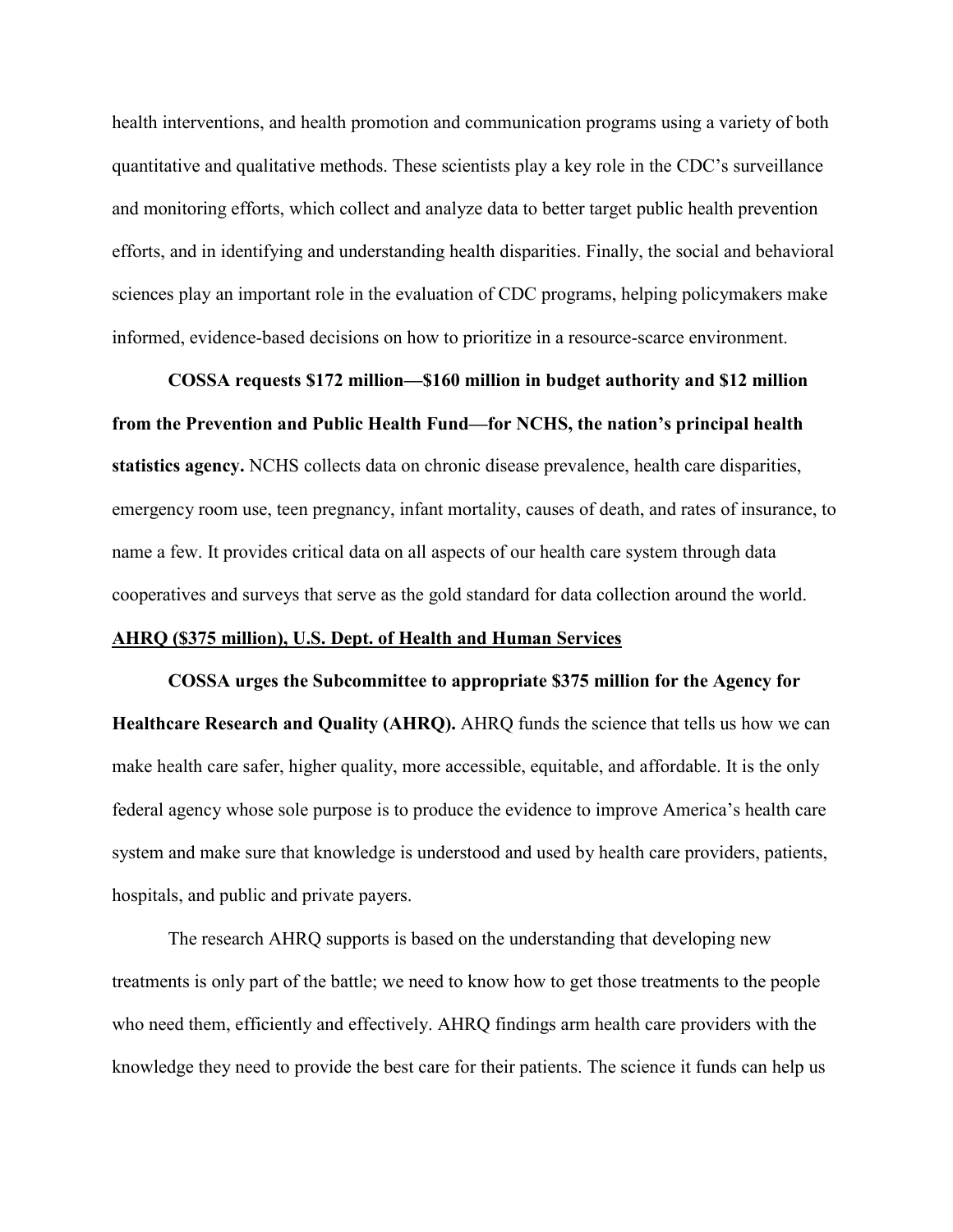health interventions, and health promotion and communication programs using a variety of both quantitative and qualitative methods. These scientists play a key role in the CDC's surveillance and monitoring efforts, which collect and analyze data to better target public health prevention efforts, and in identifying and understanding health disparities. Finally, the social and behavioral sciences play an important role in the evaluation of CDC programs, helping policymakers make informed, evidence-based decisions on how to prioritize in a resource-scarce environment.

**COSSA requests $172 million—$160 million in budget authority and $12 million from the Prevention and Public Health Fund—for NCHS, the nation's principal health statistics agency.** NCHS collects data on chronic disease prevalence, health care disparities, emergency room use, teen pregnancy, infant mortality, causes of death, and rates of insurance, to name a few. It provides critical data on all aspects of our health care system through data cooperatives and surveys that serve as the gold standard for data collection around the world.

**AHRQ ($375 million), U.S. Dept. of Health and Human Services**

**COSSA urges the Subcommittee to appropriate $375 million for the Agency for Healthcare Research and Quality (AHRQ).** AHRQ funds the science that tells us how we can make health care safer, higher quality, more accessible, equitable, and affordable. It is the only federal agency whose sole purpose is to produce the evidence to improve America's health care system and make sure that knowledge is understood and used by health care providers, patients, hospitals, and public and private payers.

The research AHRQ supports is based on the understanding that developing new treatments is only part of the battle; we need to know how to get those treatments to the people who need them, efficiently and effectively. AHRQ findings arm health care providers with the knowledge they need to provide the best care for their patients. The science it funds can help us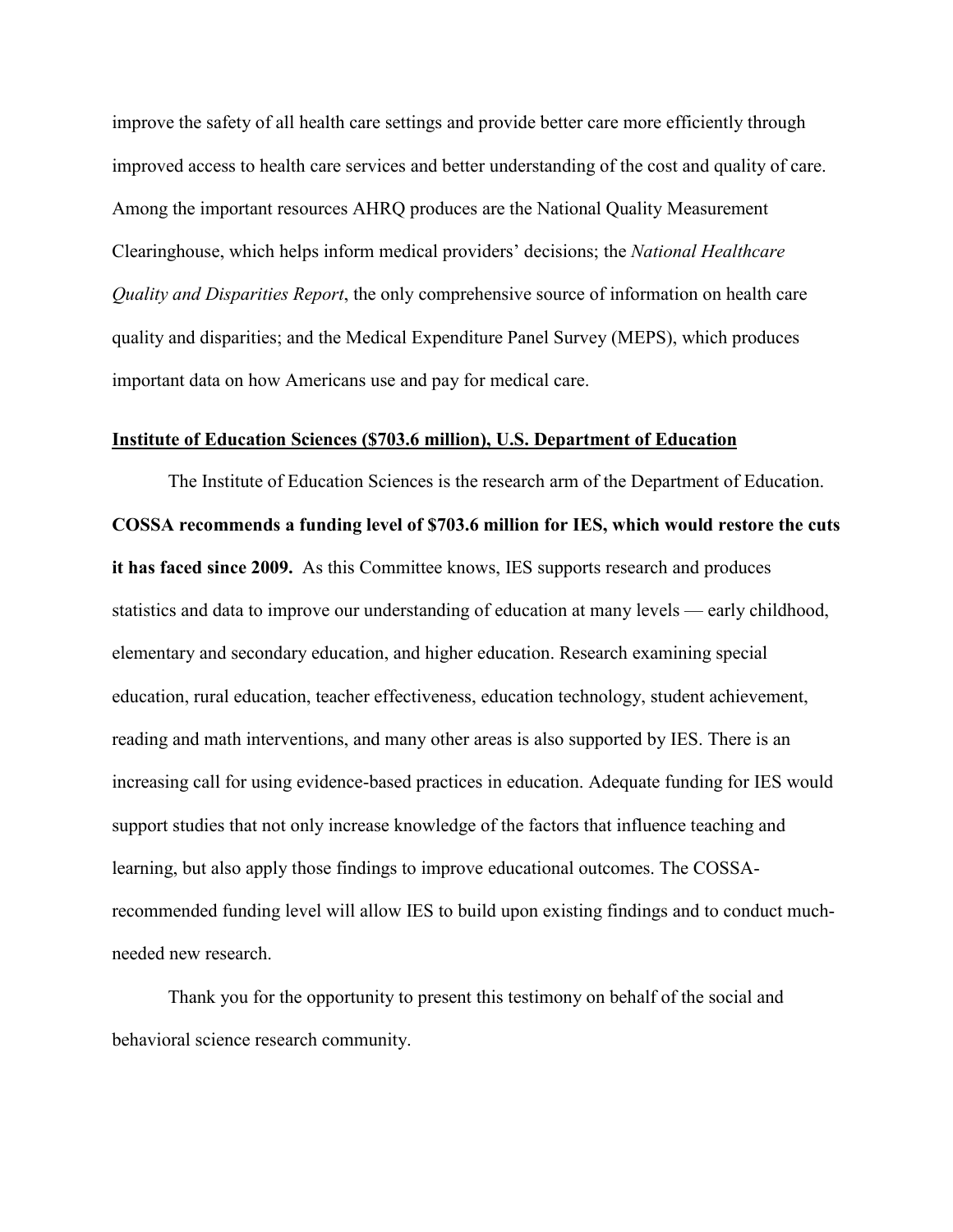improve the safety of all health care settings and provide better care more efficiently through improved access to health care services and better understanding of the cost and quality of care. Among the important resources AHRQ produces are the National Quality Measurement Clearinghouse, which helps inform medical providers' decisions; the *National Healthcare Quality and Disparities Report*, the only comprehensive source of information on health care quality and disparities; and the Medical Expenditure Panel Survey (MEPS), which produces important data on how Americans use and pay for medical care.

**<u>Institute of Education Sciences ($703.6 million), U.S. Department of Education</u>**

The Institute of Education Sciences is the research arm of the Department of Education. **COSSA recommends a funding level of $703.6 million for IES, which would restore the cuts it has faced since 2009.** As this Committee knows, IES supports research and produces statistics and data to improve our understanding of education at many levels — early childhood, elementary and secondary education, and higher education. Research examining special education, rural education, teacher effectiveness, education technology, student achievement, reading and math interventions, and many other areas is also supported by IES. There is an increasing call for using evidence-based practices in education. Adequate funding for IES would support studies that not only increase knowledge of the factors that influence teaching and learning, but also apply those findings to improve educational outcomes. The COSSA-recommended funding level will allow IES to build upon existing findings and to conduct much-needed new research.

Thank you for the opportunity to present this testimony on behalf of the social and behavioral science research community.